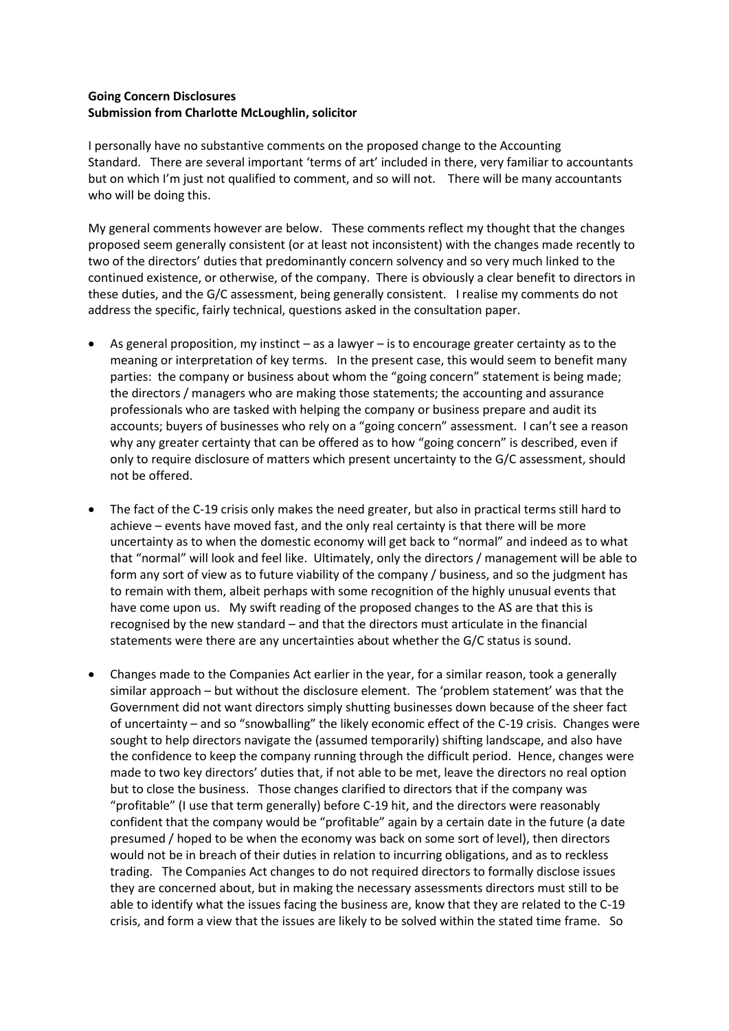**Going Concern Disclosures**
**Submission from Charlotte McLoughlin, solicitor**

I personally have no substantive comments on the proposed change to the Accounting Standard. There are several important 'terms of art' included in there, very familiar to accountants but on which I'm just not qualified to comment, and so will not. There will be many accountants who will be doing this.

My general comments however are below. These comments reflect my thought that the changes proposed seem generally consistent (or at least not inconsistent) with the changes made recently to two of the directors' duties that predominantly concern solvency and so very much linked to the continued existence, or otherwise, of the company. There is obviously a clear benefit to directors in these duties, and the G/C assessment, being generally consistent. I realise my comments do not address the specific, fairly technical, questions asked in the consultation paper.

- As general proposition, my instinct – as a lawyer – is to encourage greater certainty as to the meaning or interpretation of key terms. In the present case, this would seem to benefit many parties: the company or business about whom the "going concern" statement is being made; the directors / managers who are making those statements; the accounting and assurance professionals who are tasked with helping the company or business prepare and audit its accounts; buyers of businesses who rely on a "going concern" assessment. I can't see a reason why any greater certainty that can be offered as to how "going concern" is described, even if only to require disclosure of matters which present uncertainty to the G/C assessment, should not be offered.

- The fact of the C-19 crisis only makes the need greater, but also in practical terms still hard to achieve – events have moved fast, and the only real certainty is that there will be more uncertainty as to when the domestic economy will get back to "normal" and indeed as to what that "normal" will look and feel like. Ultimately, only the directors / management will be able to form any sort of view as to future viability of the company / business, and so the judgment has to remain with them, albeit perhaps with some recognition of the highly unusual events that have come upon us. My swift reading of the proposed changes to the AS are that this is recognised by the new standard – and that the directors must articulate in the financial statements were there are any uncertainties about whether the G/C status is sound.

- Changes made to the Companies Act earlier in the year, for a similar reason, took a generally similar approach – but without the disclosure element. The 'problem statement' was that the Government did not want directors simply shutting businesses down because of the sheer fact of uncertainty – and so "snowballing" the likely economic effect of the C-19 crisis. Changes were sought to help directors navigate the (assumed temporarily) shifting landscape, and also have the confidence to keep the company running through the difficult period. Hence, changes were made to two key directors' duties that, if not able to be met, leave the directors no real option but to close the business. Those changes clarified to directors that if the company was "profitable" (I use that term generally) before C-19 hit, and the directors were reasonably confident that the company would be "profitable" again by a certain date in the future (a date presumed / hoped to be when the economy was back on some sort of level), then directors would not be in breach of their duties in relation to incurring obligations, and as to reckless trading. The Companies Act changes to do not required directors to formally disclose issues they are concerned about, but in making the necessary assessments directors must still to be able to identify what the issues facing the business are, know that they are related to the C-19 crisis, and form a view that the issues are likely to be solved within the stated time frame. So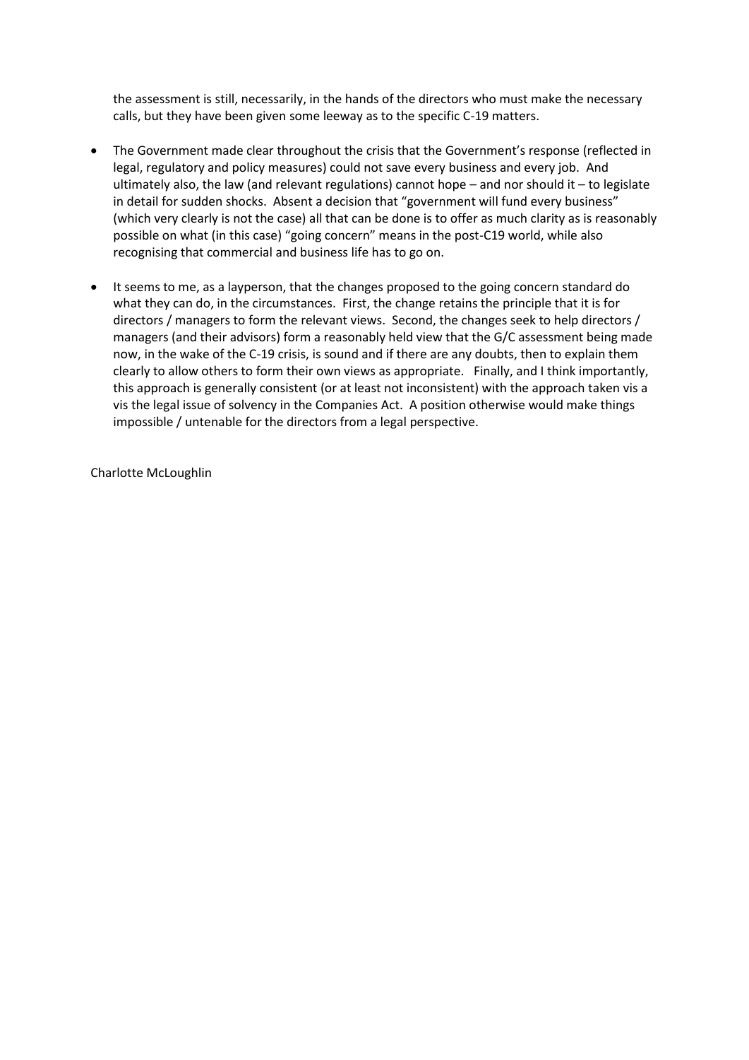the assessment is still, necessarily, in the hands of the directors who must make the necessary calls, but they have been given some leeway as to the specific C-19 matters.

- The Government made clear throughout the crisis that the Government's response (reflected in legal, regulatory and policy measures) could not save every business and every job. And ultimately also, the law (and relevant regulations) cannot hope – and nor should it – to legislate in detail for sudden shocks. Absent a decision that "government will fund every business" (which very clearly is not the case) all that can be done is to offer as much clarity as is reasonably possible on what (in this case) "going concern" means in the post-C19 world, while also recognising that commercial and business life has to go on.

- It seems to me, as a layperson, that the changes proposed to the going concern standard do what they can do, in the circumstances. First, the change retains the principle that it is for directors / managers to form the relevant views. Second, the changes seek to help directors / managers (and their advisors) form a reasonably held view that the G/C assessment being made now, in the wake of the C-19 crisis, is sound and if there are any doubts, then to explain them clearly to allow others to form their own views as appropriate. Finally, and I think importantly, this approach is generally consistent (or at least not inconsistent) with the approach taken vis a vis the legal issue of solvency in the Companies Act. A position otherwise would make things impossible / untenable for the directors from a legal perspective.

Charlotte McLoughlin